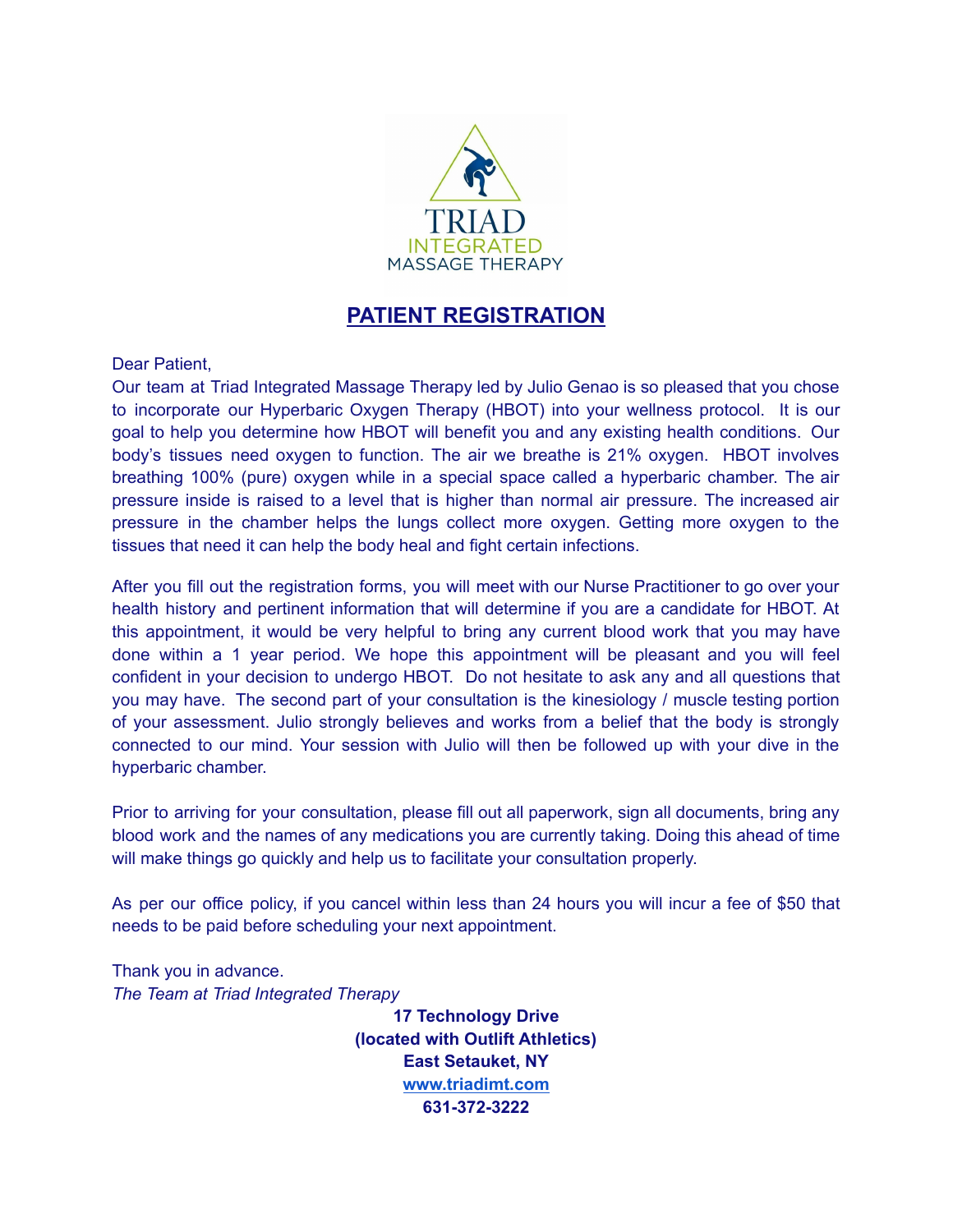TRIAD
INTEGRATED
MASSAGE THERAPY

# PATIENT REGISTRATION

Dear Patient,

Our team at Triad Integrated Massage Therapy led by Julio Genao is so pleased that you chose to incorporate our Hyperbaric Oxygen Therapy (HBOT) into your wellness protocol. It is our goal to help you determine how HBOT will benefit you and any existing health conditions. Our body's tissues need oxygen to function. The air we breathe is 21% oxygen. HBOT involves breathing 100% (pure) oxygen while in a special space called a hyperbaric chamber. The air pressure inside is raised to a level that is higher than normal air pressure. The increased air pressure in the chamber helps the lungs collect more oxygen. Getting more oxygen to the tissues that need it can help the body heal and fight certain infections.

After you fill out the registration forms, you will meet with our Nurse Practitioner to go over your health history and pertinent information that will determine if you are a candidate for HBOT. At this appointment, it would be very helpful to bring any current blood work that you may have done within a 1 year period. We hope this appointment will be pleasant and you will feel confident in your decision to undergo HBOT. Do not hesitate to ask any and all questions that you may have. The second part of your consultation is the kinesiology / muscle testing portion of your assessment. Julio strongly believes and works from a belief that the body is strongly connected to our mind. Your session with Julio will then be followed up with your dive in the hyperbaric chamber.

Prior to arriving for your consultation, please fill out all paperwork, sign all documents, bring any blood work and the names of any medications you are currently taking. Doing this ahead of time will make things go quickly and help us to facilitate your consultation properly.

As per our office policy, if you cancel within less than 24 hours you will incur a fee of $50 that needs to be paid before scheduling your next appointment.

Thank you in advance.

*The Team at Triad Integrated Therapy*

**17 Technology Drive**
**(located with Outlift Athletics)**
**East Setauket, NY**
**www.triadimt.com**
**631-372-3222**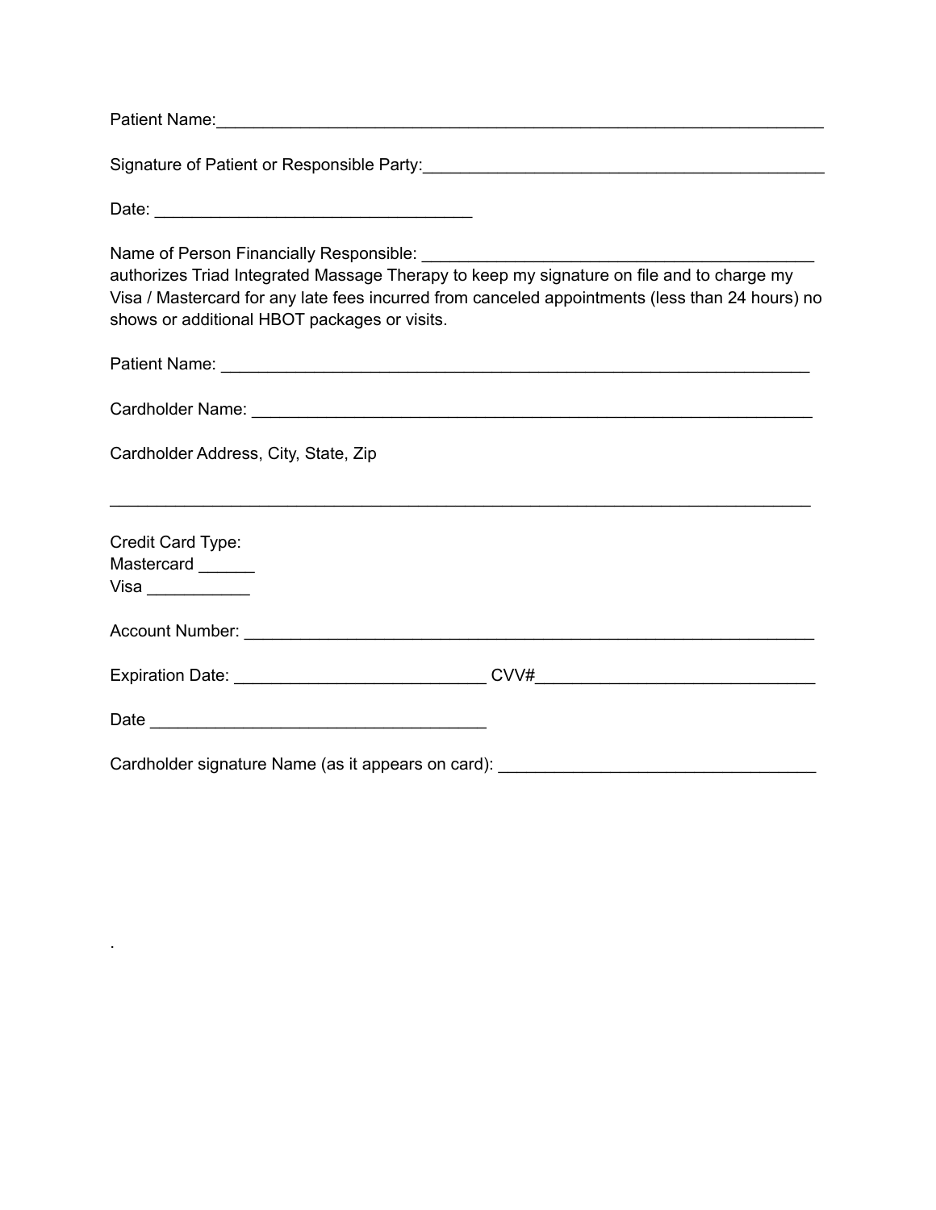Patient Name:___________________________________________________________________

Signature of Patient or Responsible Party:_____________________________________________

Date: __________________________________

Name of Person Financially Responsible: ___________________________________________
authorizes Triad Integrated Massage Therapy to keep my signature on file and to charge my Visa / Mastercard for any late fees incurred from canceled appointments (less than 24 hours) no shows or additional HBOT packages or visits.

Patient Name: _________________________________________________________________

Cardholder Name: ______________________________________________________________

Cardholder Address, City, State, Zip

___________________________________________________________________________

Credit Card Type:
Mastercard ______
Visa ___________

Account Number: _______________________________________________________________

Expiration Date: ___________________________ CVV#______________________________

Date ____________________________________

Cardholder signature Name (as it appears on card): __________________________________

.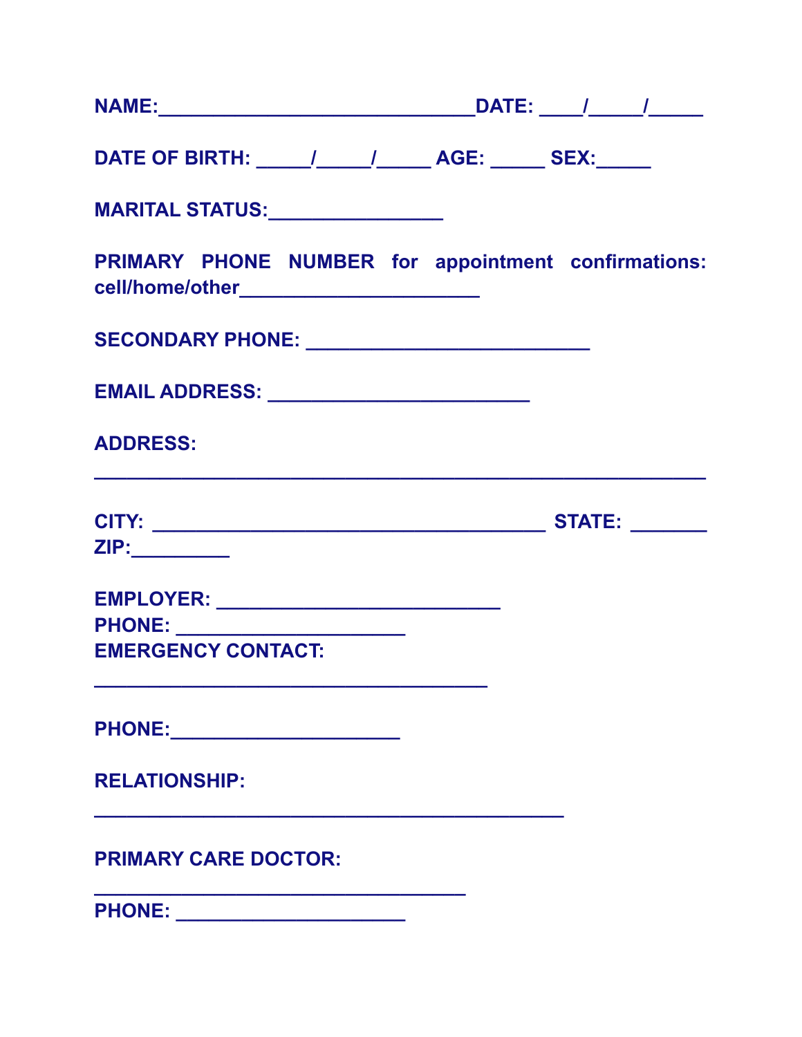**NAME:_____________________________DATE: ____/_____/_____**

**DATE OF BIRTH: _____/_____/_____ AGE: _____ SEX:_____**

**MARITAL STATUS:________________**

**PRIMARY PHONE NUMBER for appointment confirmations: cell/home/other______________________**

**SECONDARY PHONE: ___________________________**

**EMAIL ADDRESS: ________________________**

**ADDRESS:**

**_________________________________________________________**

**CITY: _____________________________________ STATE: _______ ZIP:_________**

**EMPLOYER: __________________________**

**PHONE: _____________________**

**EMERGENCY CONTACT:**

**____________________________________**

**PHONE:_____________________**

**RELATIONSHIP:**

**___________________________________________**

**PRIMARY CARE DOCTOR:**

**__________________________________**

**PHONE: _____________________**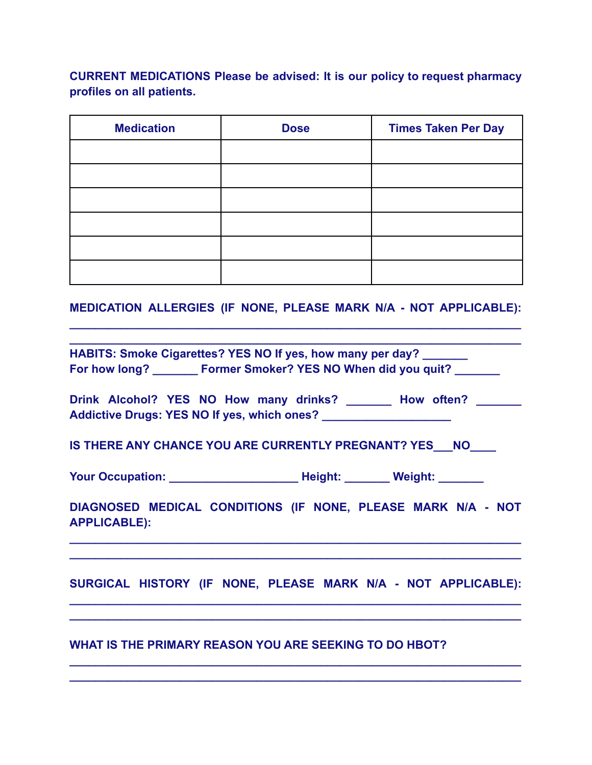**CURRENT MEDICATIONS Please be advised: It is our policy to request pharmacy profiles on all patients.**

| Medication | Dose | Times Taken Per Day |
|---|---|---|
| | | |
| | | |
| | | |
| | | |
| | | |
| | | |

**MEDICATION ALLERGIES (IF NONE, PLEASE MARK N/A - NOT APPLICABLE):**

______________________________________________________________________

______________________________________________________________________

**HABITS: Smoke Cigarettes? YES NO If yes, how many per day? _______**
**For how long? _______ Former Smoker? YES NO When did you quit? _______**

**Drink Alcohol? YES NO How many drinks? _______ How often? _______**
**Addictive Drugs: YES NO If yes, which ones? ____________________**

**IS THERE ANY CHANCE YOU ARE CURRENTLY PREGNANT? YES___NO____**

**Your Occupation: ____________________ Height: _______ Weight: _______**

**DIAGNOSED MEDICAL CONDITIONS (IF NONE, PLEASE MARK N/A - NOT APPLICABLE):**

______________________________________________________________________

______________________________________________________________________

**SURGICAL HISTORY (IF NONE, PLEASE MARK N/A - NOT APPLICABLE):**

______________________________________________________________________

______________________________________________________________________

**WHAT IS THE PRIMARY REASON YOU ARE SEEKING TO DO HBOT?**

______________________________________________________________________

______________________________________________________________________